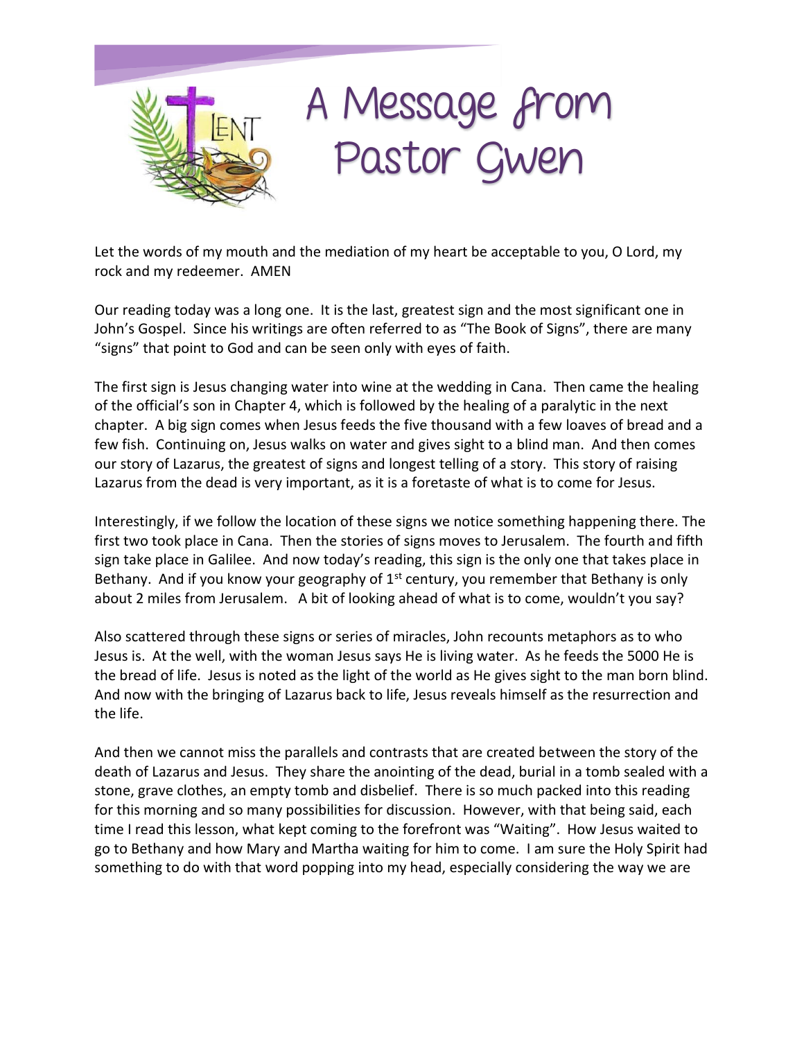# A Message from Pastor Gwen

Let the words of my mouth and the mediation of my heart be acceptable to you, O Lord, my rock and my redeemer. AMEN

Our reading today was a long one. It is the last, greatest sign and the most significant one in John's Gospel. Since his writings are often referred to as "The Book of Signs", there are many "signs" that point to God and can be seen only with eyes of faith.

The first sign is Jesus changing water into wine at the wedding in Cana. Then came the healing of the official's son in Chapter 4, which is followed by the healing of a paralytic in the next chapter. A big sign comes when Jesus feeds the five thousand with a few loaves of bread and a few fish. Continuing on, Jesus walks on water and gives sight to a blind man. And then comes our story of Lazarus, the greatest of signs and longest telling of a story. This story of raising Lazarus from the dead is very important, as it is a foretaste of what is to come for Jesus.

Interestingly, if we follow the location of these signs we notice something happening there. The first two took place in Cana. Then the stories of signs moves to Jerusalem. The fourth and fifth sign take place in Galilee. And now today's reading, this sign is the only one that takes place in Bethany. And if you know your geography of 1st century, you remember that Bethany is only about 2 miles from Jerusalem. A bit of looking ahead of what is to come, wouldn't you say?

Also scattered through these signs or series of miracles, John recounts metaphors as to who Jesus is. At the well, with the woman Jesus says He is living water. As he feeds the 5000 He is the bread of life. Jesus is noted as the light of the world as He gives sight to the man born blind. And now with the bringing of Lazarus back to life, Jesus reveals himself as the resurrection and the life.

And then we cannot miss the parallels and contrasts that are created between the story of the death of Lazarus and Jesus. They share the anointing of the dead, burial in a tomb sealed with a stone, grave clothes, an empty tomb and disbelief. There is so much packed into this reading for this morning and so many possibilities for discussion. However, with that being said, each time I read this lesson, what kept coming to the forefront was "Waiting". How Jesus waited to go to Bethany and how Mary and Martha waiting for him to come. I am sure the Holy Spirit had something to do with that word popping into my head, especially considering the way we are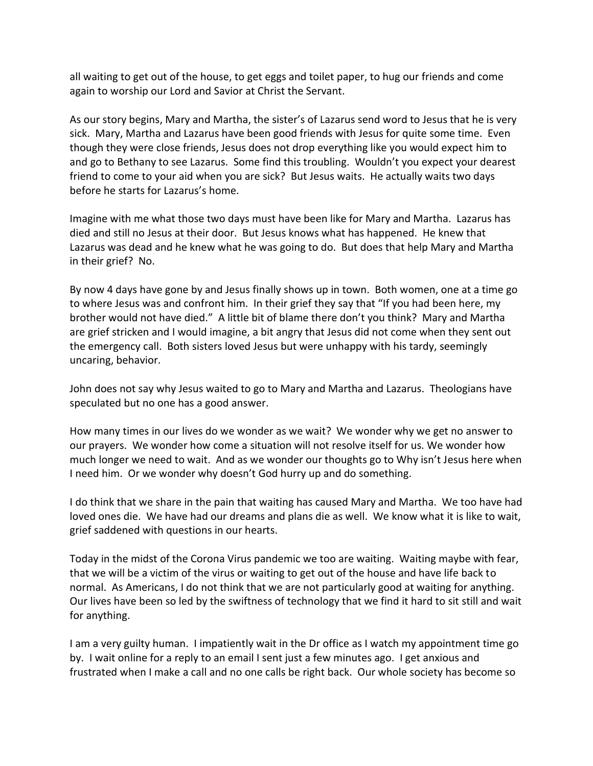all waiting to get out of the house, to get eggs and toilet paper, to hug our friends and come again to worship our Lord and Savior at Christ the Servant.

As our story begins, Mary and Martha, the sister's of Lazarus send word to Jesus that he is very sick. Mary, Martha and Lazarus have been good friends with Jesus for quite some time. Even though they were close friends, Jesus does not drop everything like you would expect him to and go to Bethany to see Lazarus. Some find this troubling. Wouldn't you expect your dearest friend to come to your aid when you are sick? But Jesus waits. He actually waits two days before he starts for Lazarus's home.

Imagine with me what those two days must have been like for Mary and Martha. Lazarus has died and still no Jesus at their door. But Jesus knows what has happened. He knew that Lazarus was dead and he knew what he was going to do. But does that help Mary and Martha in their grief? No.

By now 4 days have gone by and Jesus finally shows up in town. Both women, one at a time go to where Jesus was and confront him. In their grief they say that "If you had been here, my brother would not have died." A little bit of blame there don't you think? Mary and Martha are grief stricken and I would imagine, a bit angry that Jesus did not come when they sent out the emergency call. Both sisters loved Jesus but were unhappy with his tardy, seemingly uncaring, behavior.

John does not say why Jesus waited to go to Mary and Martha and Lazarus. Theologians have speculated but no one has a good answer.

How many times in our lives do we wonder as we wait? We wonder why we get no answer to our prayers. We wonder how come a situation will not resolve itself for us. We wonder how much longer we need to wait. And as we wonder our thoughts go to Why isn't Jesus here when I need him. Or we wonder why doesn't God hurry up and do something.

I do think that we share in the pain that waiting has caused Mary and Martha. We too have had loved ones die. We have had our dreams and plans die as well. We know what it is like to wait, grief saddened with questions in our hearts.

Today in the midst of the Corona Virus pandemic we too are waiting. Waiting maybe with fear, that we will be a victim of the virus or waiting to get out of the house and have life back to normal. As Americans, I do not think that we are not particularly good at waiting for anything. Our lives have been so led by the swiftness of technology that we find it hard to sit still and wait for anything.

I am a very guilty human. I impatiently wait in the Dr office as I watch my appointment time go by. I wait online for a reply to an email I sent just a few minutes ago. I get anxious and frustrated when I make a call and no one calls be right back. Our whole society has become so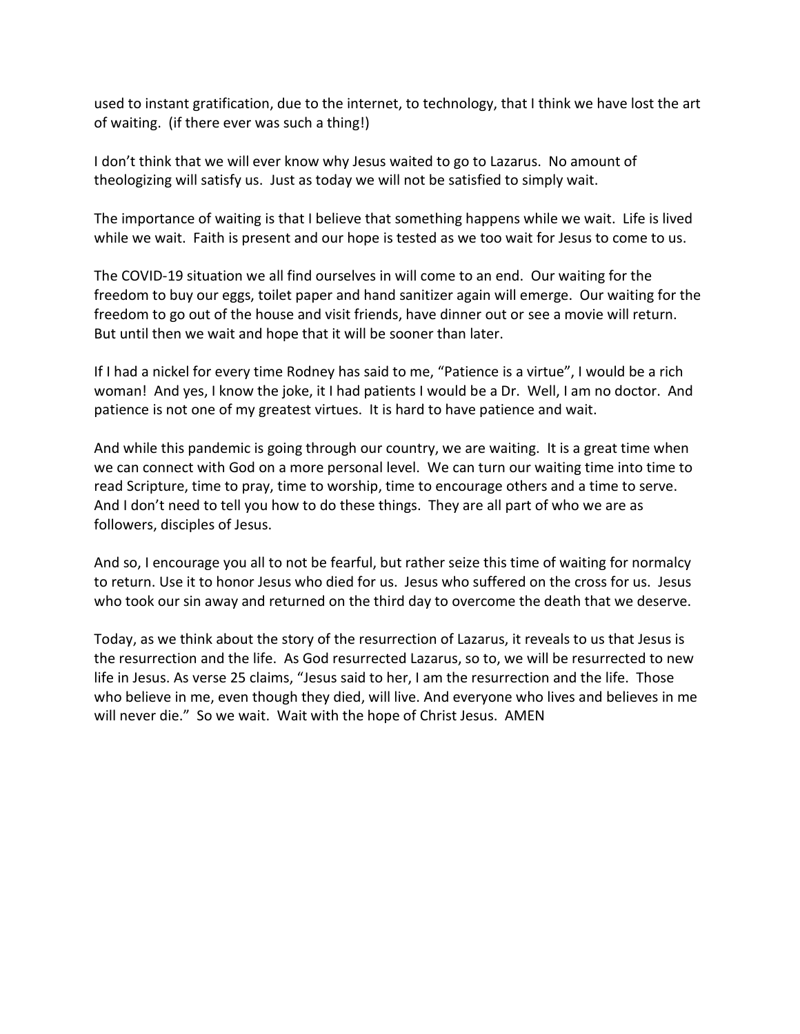used to instant gratification, due to the internet, to technology, that I think we have lost the art of waiting. (if there ever was such a thing!)

I don't think that we will ever know why Jesus waited to go to Lazarus. No amount of theologizing will satisfy us. Just as today we will not be satisfied to simply wait.

The importance of waiting is that I believe that something happens while we wait. Life is lived while we wait. Faith is present and our hope is tested as we too wait for Jesus to come to us.

The COVID-19 situation we all find ourselves in will come to an end. Our waiting for the freedom to buy our eggs, toilet paper and hand sanitizer again will emerge. Our waiting for the freedom to go out of the house and visit friends, have dinner out or see a movie will return. But until then we wait and hope that it will be sooner than later.

If I had a nickel for every time Rodney has said to me, "Patience is a virtue", I would be a rich woman! And yes, I know the joke, it I had patients I would be a Dr. Well, I am no doctor. And patience is not one of my greatest virtues. It is hard to have patience and wait.

And while this pandemic is going through our country, we are waiting. It is a great time when we can connect with God on a more personal level. We can turn our waiting time into time to read Scripture, time to pray, time to worship, time to encourage others and a time to serve. And I don't need to tell you how to do these things. They are all part of who we are as followers, disciples of Jesus.

And so, I encourage you all to not be fearful, but rather seize this time of waiting for normalcy to return. Use it to honor Jesus who died for us. Jesus who suffered on the cross for us. Jesus who took our sin away and returned on the third day to overcome the death that we deserve.

Today, as we think about the story of the resurrection of Lazarus, it reveals to us that Jesus is the resurrection and the life. As God resurrected Lazarus, so to, we will be resurrected to new life in Jesus. As verse 25 claims, "Jesus said to her, I am the resurrection and the life. Those who believe in me, even though they died, will live. And everyone who lives and believes in me will never die." So we wait. Wait with the hope of Christ Jesus. AMEN